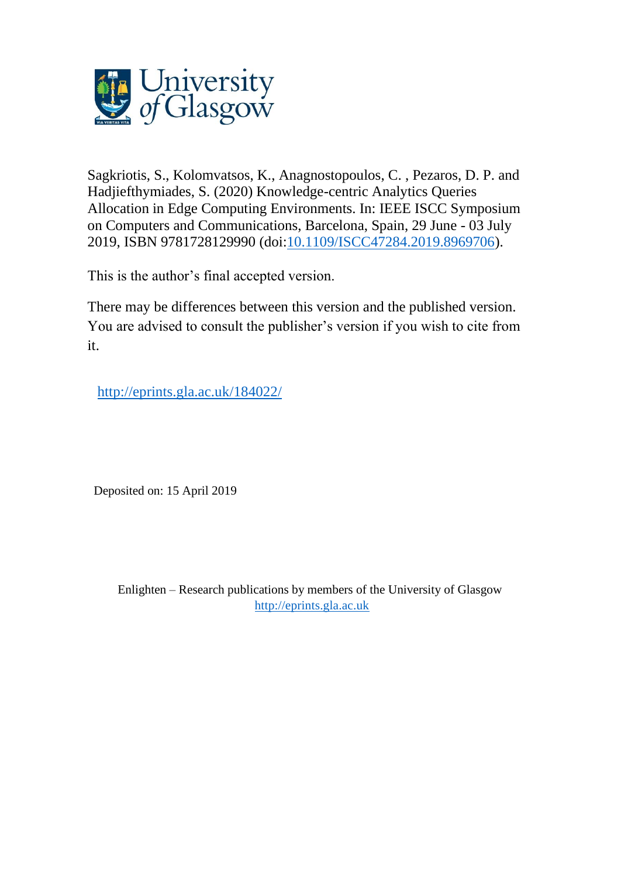University of Glasgow

Sagkriotis, S., Kolomvatsos, K., Anagnostopoulos, C. , Pezaros, D. P. and Hadjiefthymiades, S. (2020) Knowledge-centric Analytics Queries Allocation in Edge Computing Environments. In: IEEE ISCC Symposium on Computers and Communications, Barcelona, Spain, 29 June - 03 July 2019, ISBN 9781728129990 (doi:[10.1109/ISCC47284.2019.8969706](https://doi.org/10.1109/ISCC47284.2019.8969706)).

This is the author's final accepted version.

There may be differences between this version and the published version. You are advised to consult the publisher's version if you wish to cite from it.

<http://eprints.gla.ac.uk/184022/>

Deposited on: 15 April 2019

Enlighten – Research publications by members of the University of Glasgow
<http://eprints.gla.ac.uk>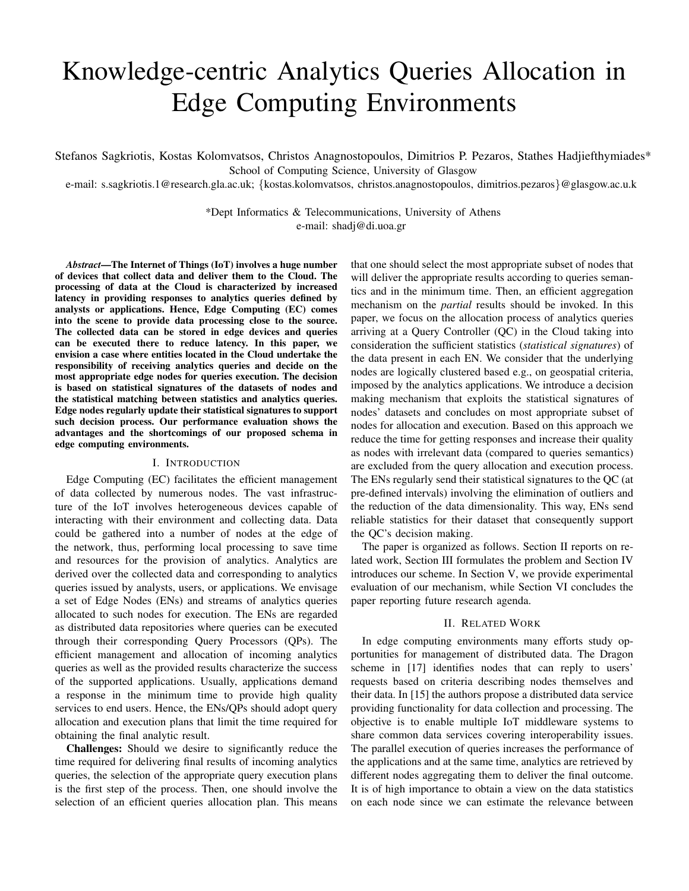# Knowledge-centric Analytics Queries Allocation in Edge Computing Environments

Stefanos Sagkriotis, Kostas Kolomvatsos, Christos Anagnostopoulos, Dimitrios P. Pezaros, Stathes Hadjiefthymiades*
School of Computing Science, University of Glasgow
e-mail: s.sagkriotis.1@research.gla.ac.uk; {kostas.kolomvatsos, christos.anagnostopoulos, dimitrios.pezaros}@glasgow.ac.u.k

*Dept Informatics & Telecommunications, University of Athens
e-mail: shadj@di.uoa.gr

***Abstract*—The Internet of Things (IoT) involves a huge number of devices that collect data and deliver them to the Cloud. The processing of data at the Cloud is characterized by increased latency in providing responses to analytics queries defined by analysts or applications. Hence, Edge Computing (EC) comes into the scene to provide data processing close to the source. The collected data can be stored in edge devices and queries can be executed there to reduce latency. In this paper, we envision a case where entities located in the Cloud undertake the responsibility of receiving analytics queries and decide on the most appropriate edge nodes for queries execution. The decision is based on statistical signatures of the datasets of nodes and the statistical matching between statistics and analytics queries. Edge nodes regularly update their statistical signatures to support such decision process. Our performance evaluation shows the advantages and the shortcomings of our proposed schema in edge computing environments.**

## I. Introduction

Edge Computing (EC) facilitates the efficient management of data collected by numerous nodes. The vast infrastructure of the IoT involves heterogeneous devices capable of interacting with their environment and collecting data. Data could be gathered into a number of nodes at the edge of the network, thus, performing local processing to save time and resources for the provision of analytics. Analytics are derived over the collected data and corresponding to analytics queries issued by analysts, users, or applications. We envisage a set of Edge Nodes (ENs) and streams of analytics queries allocated to such nodes for execution. The ENs are regarded as distributed data repositories where queries can be executed through their corresponding Query Processors (QPs). The efficient management and allocation of incoming analytics queries as well as the provided results characterize the success of the supported applications. Usually, applications demand a response in the minimum time to provide high quality services to end users. Hence, the ENs/QPs should adopt query allocation and execution plans that limit the time required for obtaining the final analytic result.

**Challenges:** Should we desire to significantly reduce the time required for delivering final results of incoming analytics queries, the selection of the appropriate query execution plans is the first step of the process. Then, one should involve the selection of an efficient queries allocation plan. This means that one should select the most appropriate subset of nodes that will deliver the appropriate results according to queries semantics and in the minimum time. Then, an efficient aggregation mechanism on the *partial* results should be invoked. In this paper, we focus on the allocation process of analytics queries arriving at a Query Controller (QC) in the Cloud taking into consideration the sufficient statistics (*statistical signatures*) of the data present in each EN. We consider that the underlying nodes are logically clustered based e.g., on geospatial criteria, imposed by the analytics applications. We introduce a decision making mechanism that exploits the statistical signatures of nodes' datasets and concludes on most appropriate subset of nodes for allocation and execution. Based on this approach we reduce the time for getting responses and increase their quality as nodes with irrelevant data (compared to queries semantics) are excluded from the query allocation and execution process. The ENs regularly send their statistical signatures to the QC (at pre-defined intervals) involving the elimination of outliers and the reduction of the data dimensionality. This way, ENs send reliable statistics for their dataset that consequently support the QC's decision making.

The paper is organized as follows. Section II reports on related work, Section III formulates the problem and Section IV introduces our scheme. In Section V, we provide experimental evaluation of our mechanism, while Section VI concludes the paper reporting future research agenda.

## II. Related Work

In edge computing environments many efforts study opportunities for management of distributed data. The Dragon scheme in [17] identifies nodes that can reply to users' requests based on criteria describing nodes themselves and their data. In [15] the authors propose a distributed data service providing functionality for data collection and processing. The objective is to enable multiple IoT middleware systems to share common data services covering interoperability issues. The parallel execution of queries increases the performance of the applications and at the same time, analytics are retrieved by different nodes aggregating them to deliver the final outcome. It is of high importance to obtain a view on the data statistics on each node since we can estimate the relevance between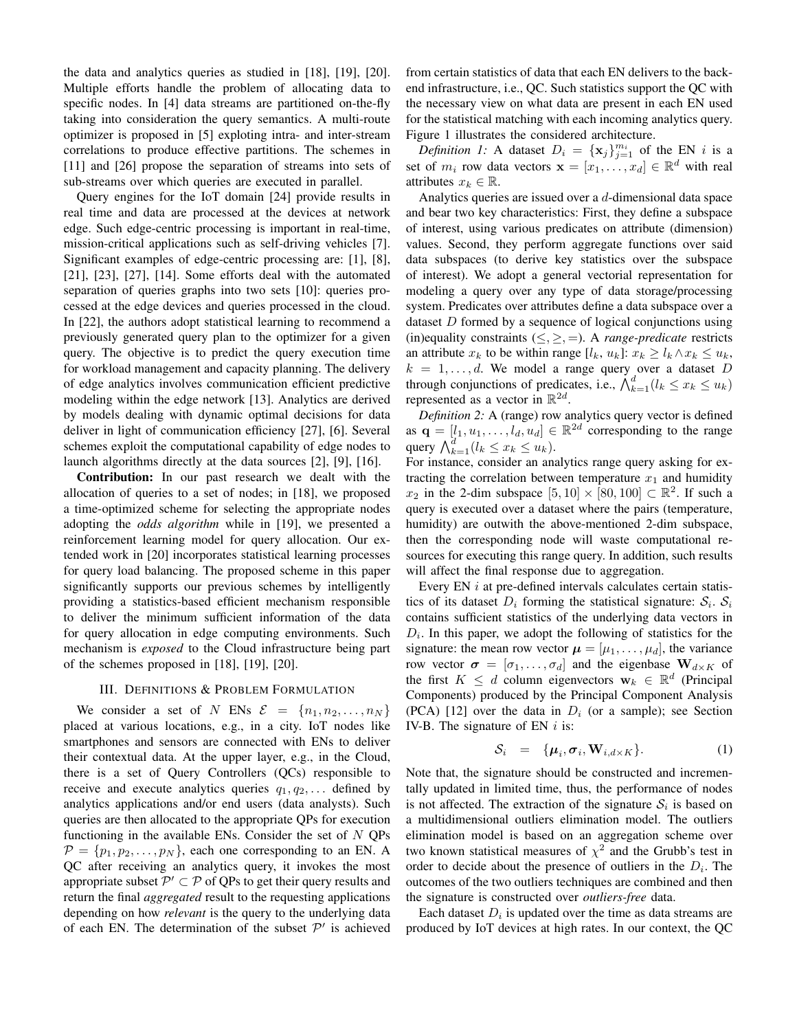the data and analytics queries as studied in [18], [19], [20]. Multiple efforts handle the problem of allocating data to specific nodes. In [4] data streams are partitioned on-the-fly taking into consideration the query semantics. A multi-route optimizer is proposed in [5] exploiting intra- and inter-stream correlations to produce effective partitions. The schemes in [11] and [26] propose the separation of streams into sets of sub-streams over which queries are executed in parallel.

Query engines for the IoT domain [24] provide results in real time and data are processed at the devices at network edge. Such edge-centric processing is important in real-time, mission-critical applications such as self-driving vehicles [7]. Significant examples of edge-centric processing are: [1], [8], [21], [23], [27], [14]. Some efforts deal with the automated separation of queries graphs into two sets [10]: queries processed at the edge devices and queries processed in the cloud. In [22], the authors adopt statistical learning to recommend a previously generated query plan to the optimizer for a given query. The objective is to predict the query execution time for workload management and capacity planning. The delivery of edge analytics involves communication efficient predictive modeling within the edge network [13]. Analytics are derived by models dealing with dynamic optimal decisions for data deliver in light of communication efficiency [27], [6]. Several schemes exploit the computational capability of edge nodes to launch algorithms directly at the data sources [2], [9], [16].

**Contribution:** In our past research we dealt with the allocation of queries to a set of nodes; in [18], we proposed a time-optimized scheme for selecting the appropriate nodes adopting the *odds algorithm* while in [19], we presented a reinforcement learning model for query allocation. Our extended work in [20] incorporates statistical learning processes for query load balancing. The proposed scheme in this paper significantly supports our previous schemes by intelligently providing a statistics-based efficient mechanism responsible to deliver the minimum sufficient information of the data for query allocation in edge computing environments. Such mechanism is *exposed* to the Cloud infrastructure being part of the schemes proposed in [18], [19], [20].

## III. Definitions & Problem Formulation

We consider a set of $N$ ENs $\mathcal{E} = \{n_1, n_2, \ldots, n_N\}$ placed at various locations, e.g., in a city. IoT nodes like smartphones and sensors are connected with ENs to deliver their contextual data. At the upper layer, e.g., in the Cloud, there is a set of Query Controllers (QCs) responsible to receive and execute analytics queries $q_1, q_2, \ldots$ defined by analytics applications and/or end users (data analysts). Such queries are then allocated to the appropriate QPs for execution functioning in the available ENs. Consider the set of $N$ QPs $\mathcal{P} = \{p_1, p_2, \ldots, p_N\}$, each one corresponding to an EN. A QC after receiving an analytics query, it invokes the most appropriate subset $\mathcal{P}' \subset \mathcal{P}$ of QPs to get their query results and return the final *aggregated* result to the requesting applications depending on how *relevant* is the query to the underlying data of each EN. The determination of the subset $\mathcal{P}'$ is achieved from certain statistics of data that each EN delivers to the back-end infrastructure, i.e., QC. Such statistics support the QC with the necessary view on what data are present in each EN used for the statistical matching with each incoming analytics query. Figure 1 illustrates the considered architecture.

*Definition 1:* A dataset $D_i = \{\mathbf{x}_j\}_{j=1}^{m_i}$ of the EN $i$ is a set of $m_i$ row data vectors $\mathbf{x} = [x_1, \ldots, x_d] \in \mathbb{R}^d$ with real attributes $x_k \in \mathbb{R}$.

Analytics queries are issued over a $d$-dimensional data space and bear two key characteristics: First, they define a subspace of interest, using various predicates on attribute (dimension) values. Second, they perform aggregate functions over said data subspaces (to derive key statistics over the subspace of interest). We adopt a general vectorial representation for modeling a query over any type of data storage/processing system. Predicates over attributes define a data subspace over a dataset $D$ formed by a sequence of logical conjunctions using (in)equality constraints ($\leq, \geq, =$). A *range-predicate* restricts an attribute $x_k$ to be within range $[l_k, u_k]$: $x_k \geq l_k \wedge x_k \leq u_k$, $k = 1, \ldots, d$. We model a range query over a dataset $D$ through conjunctions of predicates, i.e., $\bigwedge_{k=1}^{d}(l_k \leq x_k \leq u_k)$ represented as a vector in $\mathbb{R}^{2d}$.

*Definition 2:* A (range) row analytics query vector is defined as $\mathbf{q} = [l_1, u_1, \ldots, l_d, u_d] \in \mathbb{R}^{2d}$ corresponding to the range query $\bigwedge_{k=1}^{d}(l_k \leq x_k \leq u_k)$.

For instance, consider an analytics range query asking for extracting the correlation between temperature $x_1$ and humidity $x_2$ in the 2-dim subspace $[5, 10] \times [80, 100] \subset \mathbb{R}^2$. If such a query is executed over a dataset where the pairs (temperature, humidity) are outwith the above-mentioned 2-dim subspace, then the corresponding node will waste computational resources for executing this range query. In addition, such results will affect the final response due to aggregation.

Every EN $i$ at pre-defined intervals calculates certain statistics of its dataset $D_i$ forming the statistical signature: $\mathcal{S}_i$. $\mathcal{S}_i$ contains sufficient statistics of the underlying data vectors in $D_i$. In this paper, we adopt the following of statistics for the signature: the mean row vector $\boldsymbol{\mu} = [\mu_1, \ldots, \mu_d]$, the variance row vector $\boldsymbol{\sigma} = [\sigma_1, \ldots, \sigma_d]$ and the eigenbase $\mathbf{W}_{d \times K}$ of the first $K \leq d$ column eigenvectors $\mathbf{w}_k \in \mathbb{R}^d$ (Principal Components) produced by the Principal Component Analysis (PCA) [12] over the data in $D_i$ (or a sample); see Section IV-B. The signature of EN $i$ is:

$$\mathcal{S}_i = \{\boldsymbol{\mu}_i, \boldsymbol{\sigma}_i, \mathbf{W}_{i,d \times K}\}. \tag{1}$$

Note that, the signature should be constructed and incrementally updated in limited time, thus, the performance of nodes is not affected. The extraction of the signature $\mathcal{S}_i$ is based on a multidimensional outliers elimination model. The outliers elimination model is based on an aggregation scheme over two known statistical measures of $\chi^2$ and the Grubb's test in order to decide about the presence of outliers in the $D_i$. The outcomes of the two outliers techniques are combined and then the signature is constructed over *outliers-free* data.

Each dataset $D_i$ is updated over the time as data streams are produced by IoT devices at high rates. In our context, the QC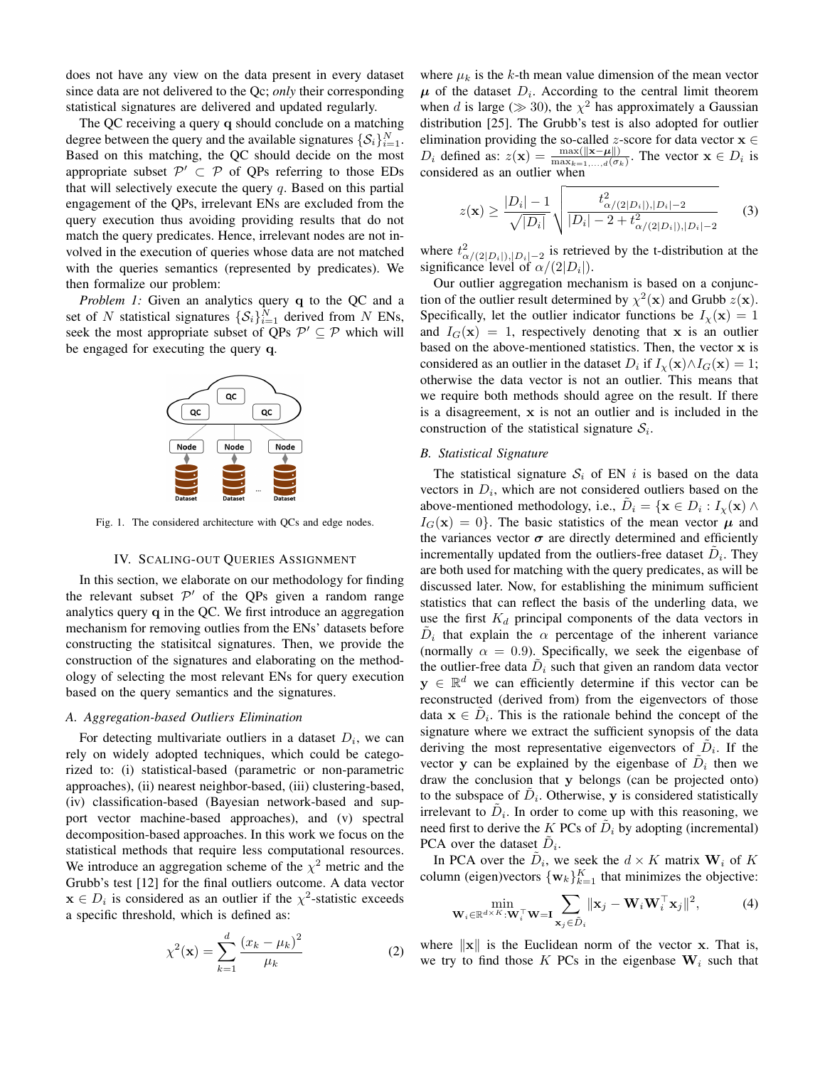does not have any view on the data present in every dataset since data are not delivered to the Qc; *only* their corresponding statistical signatures are delivered and updated regularly.

The QC receiving a query $\mathbf{q}$ should conclude on a matching degree between the query and the available signatures $\{\mathcal{S}_i\}_{i=1}^{N}$. Based on this matching, the QC should decide on the most appropriate subset $\mathcal{P}' \subset \mathcal{P}$ of QPs referring to those EDs that will selectively execute the query $q$. Based on this partial engagement of the QPs, irrelevant ENs are excluded from the query execution thus avoiding providing results that do not match the query predicates. Hence, irrelevant nodes are not involved in the execution of queries whose data are not matched with the queries semantics (represented by predicates). We then formalize our problem:

*Problem 1:* Given an analytics query $\mathbf{q}$ to the QC and a set of $N$ statistical signatures $\{\mathcal{S}_i\}_{i=1}^{N}$ derived from $N$ ENs, seek the most appropriate subset of QPs $\mathcal{P}' \subseteq \mathcal{P}$ which will be engaged for executing the query $\mathbf{q}$.

Fig. 1. The considered architecture with QCs and edge nodes.

## IV. Scaling-out Queries Assignment

In this section, we elaborate on our methodology for finding the relevant subset $\mathcal{P}'$ of the QPs given a random range analytics query $\mathbf{q}$ in the QC. We first introduce an aggregation mechanism for removing outlies from the ENs' datasets before constructing the statisitcal signatures. Then, we provide the construction of the signatures and elaborating on the methodology of selecting the most relevant ENs for query execution based on the query semantics and the signatures.

### A. Aggregation-based Outliers Elimination

For detecting multivariate outliers in a dataset $D_i$, we can rely on widely adopted techniques, which could be categorized to: (i) statistical-based (parametric or non-parametric approaches), (ii) nearest neighbor-based, (iii) clustering-based, (iv) classification-based (Bayesian network-based and support vector machine-based approaches), and (v) spectral decomposition-based approaches. In this work we focus on the statistical methods that require less computational resources. We introduce an aggregation scheme of the $\chi^2$ metric and the Grubb's test [12] for the final outliers outcome. A data vector $\mathbf{x} \in D_i$ is considered as an outlier if the $\chi^2$-statistic exceeds a specific threshold, which is defined as:

$$\chi^2(\mathbf{x}) = \sum_{k=1}^{d} \frac{(x_k - \mu_k)^2}{\mu_k} \tag{2}$$

where $\mu_k$ is the $k$-th mean value dimension of the mean vector $\boldsymbol{\mu}$ of the dataset $D_i$. According to the central limit theorem when $d$ is large ($\gg 30$), the $\chi^2$ has approximately a Gaussian distribution [25]. The Grubb's test is also adopted for outlier elimination providing the so-called $z$-score for data vector $\mathbf{x} \in D_i$ defined as: $z(\mathbf{x}) = \frac{\max(\|\mathbf{x}-\boldsymbol{\mu}\|)}{\max_{k=1,\dots,d}(\sigma_k)}$. The vector $\mathbf{x} \in D_i$ is considered as an outlier when

$$z(\mathbf{x}) \geq \frac{|D_i| - 1}{\sqrt{|D_i|}} \sqrt{\frac{t^2_{\alpha/(2|D_i|),|D_i|-2}}{|D_i| - 2 + t^2_{\alpha/(2|D_i|),|D_i|-2}}} \tag{3}$$

where $t^2_{\alpha/(2|D_i|),|D_i|-2}$ is retrieved by the t-distribution at the significance level of $\alpha/(2|D_i|)$.

Our outlier aggregation mechanism is based on a conjunction of the outlier result determined by $\chi^2(\mathbf{x})$ and Grubb $z(\mathbf{x})$. Specifically, let the outlier indicator functions be $I_\chi(\mathbf{x}) = 1$ and $I_G(\mathbf{x}) = 1$, respectively denoting that $\mathbf{x}$ is an outlier based on the above-mentioned statistics. Then, the vector $\mathbf{x}$ is considered as an outlier in the dataset $D_i$ if $I_\chi(\mathbf{x}) \wedge I_G(\mathbf{x}) = 1$; otherwise the data vector is not an outlier. This means that we require both methods should agree on the result. If there is a disagreement, $\mathbf{x}$ is not an outlier and is included in the construction of the statistical signature $\mathcal{S}_i$.

### B. Statistical Signature

The statistical signature $\mathcal{S}_i$ of EN $i$ is based on the data vectors in $D_i$, which are not considered outliers based on the above-mentioned methodology, i.e., $\tilde{D}_i = \{\mathbf{x} \in D_i : I_\chi(\mathbf{x}) \wedge I_G(\mathbf{x}) = 0\}$. The basic statistics of the mean vector $\boldsymbol{\mu}$ and the variances vector $\boldsymbol{\sigma}$ are directly determined and efficiently incrementally updated from the outliers-free dataset $\tilde{D}_i$. They are both used for matching with the query predicates, as will be discussed later. Now, for establishing the minimum sufficient statistics that can reflect the basis of the underling data, we use the first $K_d$ principal components of the data vectors in $\tilde{D}_i$ that explain the $\alpha$ percentage of the inherent variance (normally $\alpha = 0.9$). Specifically, we seek the eigenbase of the outlier-free data $\tilde{D}_i$ such that given an random data vector $\mathbf{y} \in \mathbb{R}^d$ we can efficiently determine if this vector can be reconstructed (derived from) from the eigenvectors of those data $\mathbf{x} \in \tilde{D}_i$. This is the rationale behind the concept of the signature where we extract the sufficient synopsis of the data deriving the most representative eigenvectors of $\tilde{D}_i$. If the vector $\mathbf{y}$ can be explained by the eigenbase of $\tilde{D}_i$ then we draw the conclusion that $\mathbf{y}$ belongs (can be projected onto) to the subspace of $\tilde{D}_i$. Otherwise, $\mathbf{y}$ is considered statistically irrelevant to $\tilde{D}_i$. In order to come up with this reasoning, we need first to derive the $K$ PCs of $\tilde{D}_i$ by adopting (incremental) PCA over the dataset $\tilde{D}_i$.

In PCA over the $\tilde{D}_i$, we seek the $d \times K$ matrix $\mathbf{W}_i$ of $K$ column (eigen)vectors $\{\mathbf{w}_k\}_{k=1}^{K}$ that minimizes the objective:

$$\min_{\mathbf{W}_i \in \mathbb{R}^{d \times K} : \mathbf{W}_i^\top \mathbf{W} = \mathbf{I}} \sum_{\mathbf{x}_j \in \tilde{D}_i} \|\mathbf{x}_j - \mathbf{W}_i \mathbf{W}_i^\top \mathbf{x}_j\|^2, \tag{4}$$

where $\|\mathbf{x}\|$ is the Euclidean norm of the vector $\mathbf{x}$. That is, we try to find those $K$ PCs in the eigenbase $\mathbf{W}_i$ such that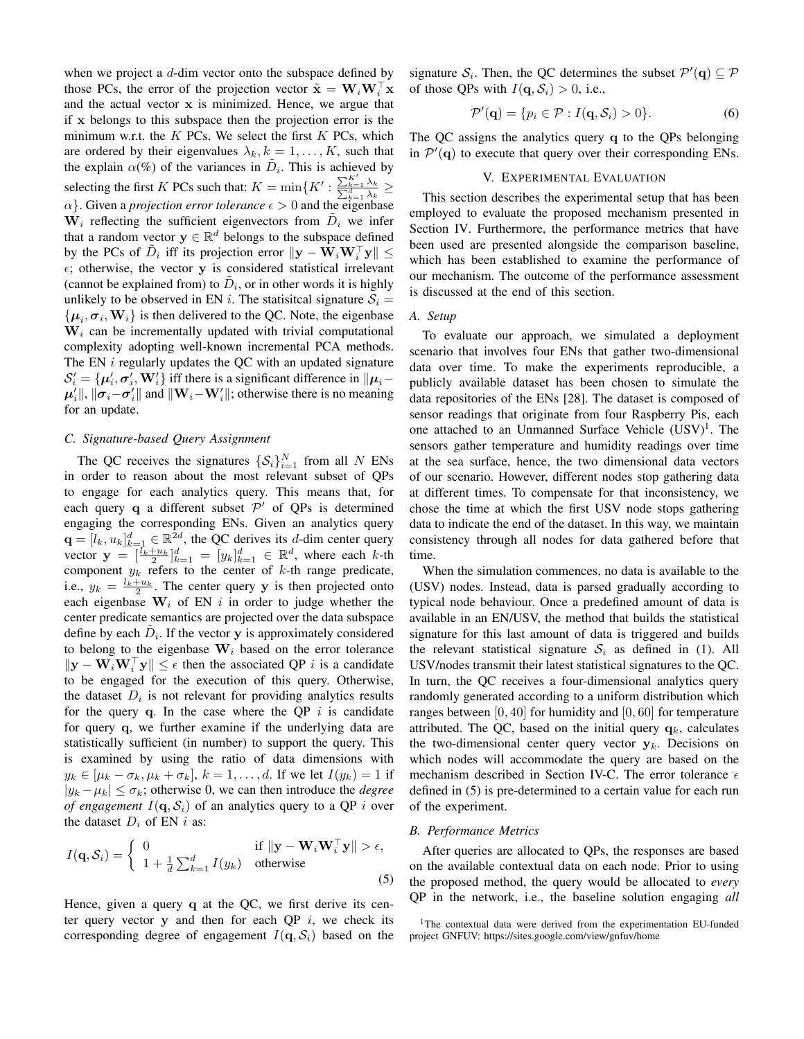when we project a $d$-dim vector onto the subspace defined by those PCs, the error of the projection vector $\tilde{\mathbf{x}} = \mathbf{W}_i\mathbf{W}_i^\top\mathbf{x}$ and the actual vector $\mathbf{x}$ is minimized. Hence, we argue that if $\mathbf{x}$ belongs to this subspace then the projection error is the minimum w.r.t. the $K$ PCs. We select the first $K$ PCs, which are ordered by their eigenvalues $\lambda_k, k = 1, \ldots, K$, such that the explain $\alpha(\%)$ of the variances in $\tilde{D}_i$. This is achieved by selecting the first $K$ PCs such that: $K = \min\{K' : \frac{\sum_{k=1}^{K'} \lambda_k}{\sum_{k=1}^{d} \lambda_k} \geq \alpha\}$. Given a *projection error tolerance* $\epsilon > 0$ and the eigenbase $\mathbf{W}_i$ reflecting the sufficient eigenvectors from $\tilde{D}_i$ we infer that a random vector $\mathbf{y} \in \mathbb{R}^d$ belongs to the subspace defined by the PCs of $\tilde{D}_i$ iff its projection error $\|\mathbf{y} - \mathbf{W}_i\mathbf{W}_i^\top\mathbf{y}\| \leq \epsilon$; otherwise, the vector $\mathbf{y}$ is considered statistical irrelevant (cannot be explained from) to $\tilde{D}_i$, or in other words it is highly unlikely to be observed in EN $i$. The statisitcal signature $\mathcal{S}_i = \{\boldsymbol{\mu}_i, \boldsymbol{\sigma}_i, \mathbf{W}_i\}$ is then delivered to the QC. Note, the eigenbase $\mathbf{W}_i$ can be incrementally updated with trivial computational complexity adopting well-known incremental PCA methods. The EN $i$ regularly updates the QC with an updated signature $\mathcal{S}'_i = \{\boldsymbol{\mu}'_i, \boldsymbol{\sigma}'_i, \mathbf{W}'_i\}$ iff there is a significant difference in $\|\boldsymbol{\mu}_i - \boldsymbol{\mu}'_i\|$, $\|\boldsymbol{\sigma}_i - \boldsymbol{\sigma}'_i\|$ and $\|\mathbf{W}_i - \mathbf{W}'_i\|$; otherwise there is no meaning for an update.

### C. Signature-based Query Assignment

The QC receives the signatures $\{\mathcal{S}_i\}_{i=1}^N$ from all $N$ ENs in order to reason about the most relevant subset of QPs to engage for each analytics query. This means that, for each query $\mathbf{q}$ a different subset $\mathcal{P}'$ of QPs is determined engaging the corresponding ENs. Given an analytics query $\mathbf{q} = [l_k, u_k]_{k=1}^d \in \mathbb{R}^{2d}$, the QC derives its $d$-dim center query vector $\mathbf{y} = [\frac{l_k+u_k}{2}]_{k=1}^d = [y_k]_{k=1}^d \in \mathbb{R}^d$, where each $k$-th component $y_k$ refers to the center of $k$-th range predicate, i.e., $y_k = \frac{l_k+u_k}{2}$. The center query $\mathbf{y}$ is then projected onto each eigenbase $\mathbf{W}_i$ of EN $i$ in order to judge whether the center predicate semantics are projected over the data subspace define by each $\tilde{D}_i$. If the vector $\mathbf{y}$ is approximately considered to belong to the eigenbase $\mathbf{W}_i$ based on the error tolerance $\|\mathbf{y} - \mathbf{W}_i\mathbf{W}_i^\top\mathbf{y}\| \leq \epsilon$ then the associated QP $i$ is a candidate to be engaged for the execution of this query. Otherwise, the dataset $D_i$ is not relevant for providing analytics results for the query $\mathbf{q}$. In the case where the QP $i$ is candidate for query $\mathbf{q}$, we further examine if the underlying data are statistically sufficient (in number) to support the query. This is examined by using the ratio of data dimensions with $y_k \in [\mu_k - \sigma_k, \mu_k + \sigma_k]$, $k = 1, \ldots, d$. If we let $I(y_k) = 1$ if $|y_k - \mu_k| \leq \sigma_k$; otherwise 0, we can then introduce the *degree of engagement* $I(\mathbf{q}, \mathcal{S}_i)$ of an analytics query to a QP $i$ over the dataset $D_i$ of EN $i$ as:

$$I(\mathbf{q}, \mathcal{S}_i) = \begin{cases} 0 & \text{if } \|\mathbf{y} - \mathbf{W}_i\mathbf{W}_i^\top\mathbf{y}\| > \epsilon, \\ 1 + \frac{1}{d}\sum_{k=1}^{d} I(y_k) & \text{otherwise} \end{cases} \quad (5)$$

Hence, given a query $\mathbf{q}$ at the QC, we first derive its center query vector $\mathbf{y}$ and then for each QP $i$, we check its corresponding degree of engagement $I(\mathbf{q}, \mathcal{S}_i)$ based on the signature $\mathcal{S}_i$. Then, the QC determines the subset $\mathcal{P}'(\mathbf{q}) \subseteq \mathcal{P}$ of those QPs with $I(\mathbf{q}, \mathcal{S}_i) > 0$, i.e.,

$$\mathcal{P}'(\mathbf{q}) = \{p_i \in \mathcal{P} : I(\mathbf{q}, \mathcal{S}_i) > 0\}. \quad (6)$$

The QC assigns the analytics query $\mathbf{q}$ to the QPs belonging in $\mathcal{P}'(\mathbf{q})$ to execute that query over their corresponding ENs.

## V. Experimental Evaluation

This section describes the experimental setup that has been employed to evaluate the proposed mechanism presented in Section IV. Furthermore, the performance metrics that have been used are presented alongside the comparison baseline, which has been established to examine the performance of our mechanism. The outcome of the performance assessment is discussed at the end of this section.

### A. Setup

To evaluate our approach, we simulated a deployment scenario that involves four ENs that gather two-dimensional data over time. To make the experiments reproducible, a publicly available dataset has been chosen to simulate the data repositories of the ENs [28]. The dataset is composed of sensor readings that originate from four Raspberry Pis, each one attached to an Unmanned Surface Vehicle (USV)[1]. The sensors gather temperature and humidity readings over time at the sea surface, hence, the two dimensional data vectors of our scenario. However, different nodes stop gathering data at different times. To compensate for that inconsistency, we chose the time at which the first USV node stops gathering data to indicate the end of the dataset. In this way, we maintain consistency through all nodes for data gathered before that time.

When the simulation commences, no data is available to the (USV) nodes. Instead, data is parsed gradually according to typical node behaviour. Once a predefined amount of data is available in an EN/USV, the method that builds the statistical signature for this last amount of data is triggered and builds the relevant statistical signature $\mathcal{S}_i$ as defined in (1). All USV/nodes transmit their latest statistical signatures to the QC. In turn, the QC receives a four-dimensional analytics query randomly generated according to a uniform distribution which ranges between $[0, 40]$ for humidity and $[0, 60]$ for temperature attributed. The QC, based on the initial query $\mathbf{q}_k$, calculates the two-dimensional center query vector $\mathbf{y}_k$. Decisions on which nodes will accommodate the query are based on the mechanism described in Section IV-C. The error tolerance $\epsilon$ defined in (5) is pre-determined to a certain value for each run of the experiment.

### B. Performance Metrics

After queries are allocated to QPs, the responses are based on the available contextual data on each node. Prior to using the proposed method, the query would be allocated to *every* QP in the network, i.e., the baseline solution engaging *all*

[1] The contextual data were derived from the experimentation EU-funded project GNFUV: https://sites.google.com/view/gnfuv/home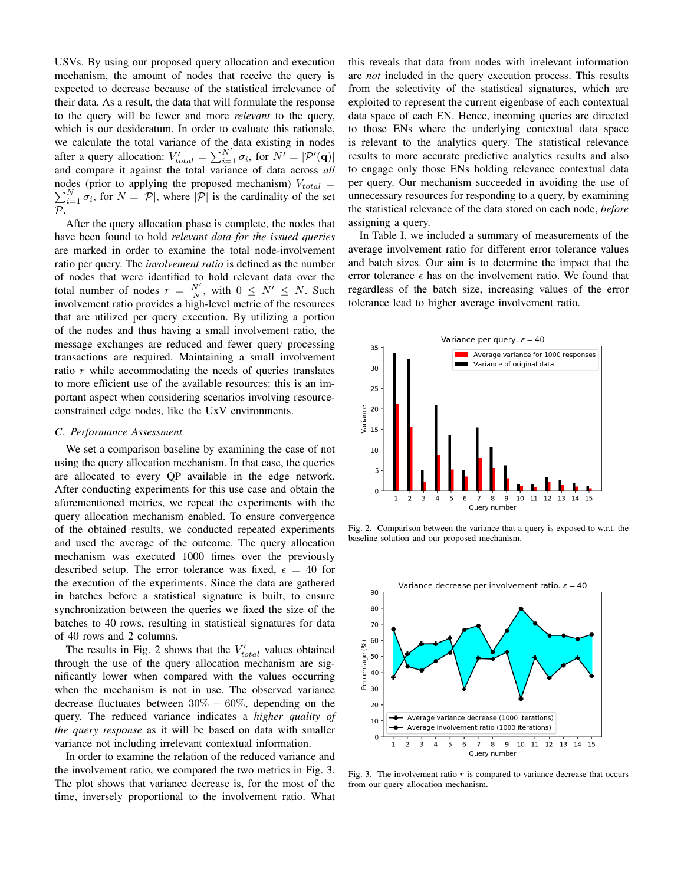USVs. By using our proposed query allocation and execution mechanism, the amount of nodes that receive the query is expected to decrease because of the statistical irrelevance of their data. As a result, the data that will formulate the response to the query will be fewer and more *relevant* to the query, which is our desideratum. In order to evaluate this rationale, we calculate the total variance of the data existing in nodes after a query allocation: $V'_{total} = \sum_{i=1}^{N'} \sigma_i$, for $N' = |\mathcal{P}'(\mathbf{q})|$ and compare it against the total variance of data across *all* nodes (prior to applying the proposed mechanism) $V_{total} = \sum_{i=1}^{N} \sigma_i$, for $N = |\mathcal{P}|$, where $|\mathcal{P}|$ is the cardinality of the set $\mathcal{P}$.

After the query allocation phase is complete, the nodes that have been found to hold *relevant data for the issued queries* are marked in order to examine the total node-involvement ratio per query. The *involvement ratio* is defined as the number of nodes that were identified to hold relevant data over the total number of nodes $r = \frac{N'}{N}$, with $0 \leq N' \leq N$. Such involvement ratio provides a high-level metric of the resources that are utilized per query execution. By utilizing a portion of the nodes and thus having a small involvement ratio, the message exchanges are reduced and fewer query processing transactions are required. Maintaining a small involvement ratio $r$ while accommodating the needs of queries translates to more efficient use of the available resources: this is an important aspect when considering scenarios involving resource-constrained edge nodes, like the UxV environments.

### C. Performance Assessment

We set a comparison baseline by examining the case of not using the query allocation mechanism. In that case, the queries are allocated to every QP available in the edge network. After conducting experiments for this use case and obtain the aforementioned metrics, we repeat the experiments with the query allocation mechanism enabled. To ensure convergence of the obtained results, we conducted repeated experiments and used the average of the outcome. The query allocation mechanism was executed 1000 times over the previously described setup. The error tolerance was fixed, $\epsilon = 40$ for the execution of the experiments. Since the data are gathered in batches before a statistical signature is built, to ensure synchronization between the queries we fixed the size of the batches to 40 rows, resulting in statistical signatures for data of 40 rows and 2 columns.

The results in Fig. 2 shows that the $V'_{total}$ values obtained through the use of the query allocation mechanism are significantly lower when compared with the values occurring when the mechanism is not in use. The observed variance decrease fluctuates between $30\% - 60\%$, depending on the query. The reduced variance indicates a *higher quality of the query response* as it will be based on data with smaller variance not including irrelevant contextual information.

In order to examine the relation of the reduced variance and the involvement ratio, we compared the two metrics in Fig. 3. The plot shows that variance decrease is, for the most of the time, inversely proportional to the involvement ratio. What this reveals that data from nodes with irrelevant information are *not* included in the query execution process. This results from the selectivity of the statistical signatures, which are exploited to represent the current eigenbase of each contextual data space of each EN. Hence, incoming queries are directed to those ENs where the underlying contextual data space is relevant to the analytics query. The statistical relevance results to more accurate predictive analytics results and also to engage only those ENs holding relevance contextual data per query. Our mechanism succeeded in avoiding the use of unnecessary resources for responding to a query, by examining the statistical relevance of the data stored on each node, *before* assigning a query.

In Table I, we included a summary of measurements of the average involvement ratio for different error tolerance values and batch sizes. Our aim is to determine the impact that the error tolerance $\epsilon$ has on the involvement ratio. We found that regardless of the batch size, increasing values of the error tolerance lead to higher average involvement ratio.

Fig. 2. Comparison between the variance that a query is exposed to w.r.t. the baseline solution and our proposed mechanism.

Fig. 3. The involvement ratio $r$ is compared to variance decrease that occurs from our query allocation mechanism.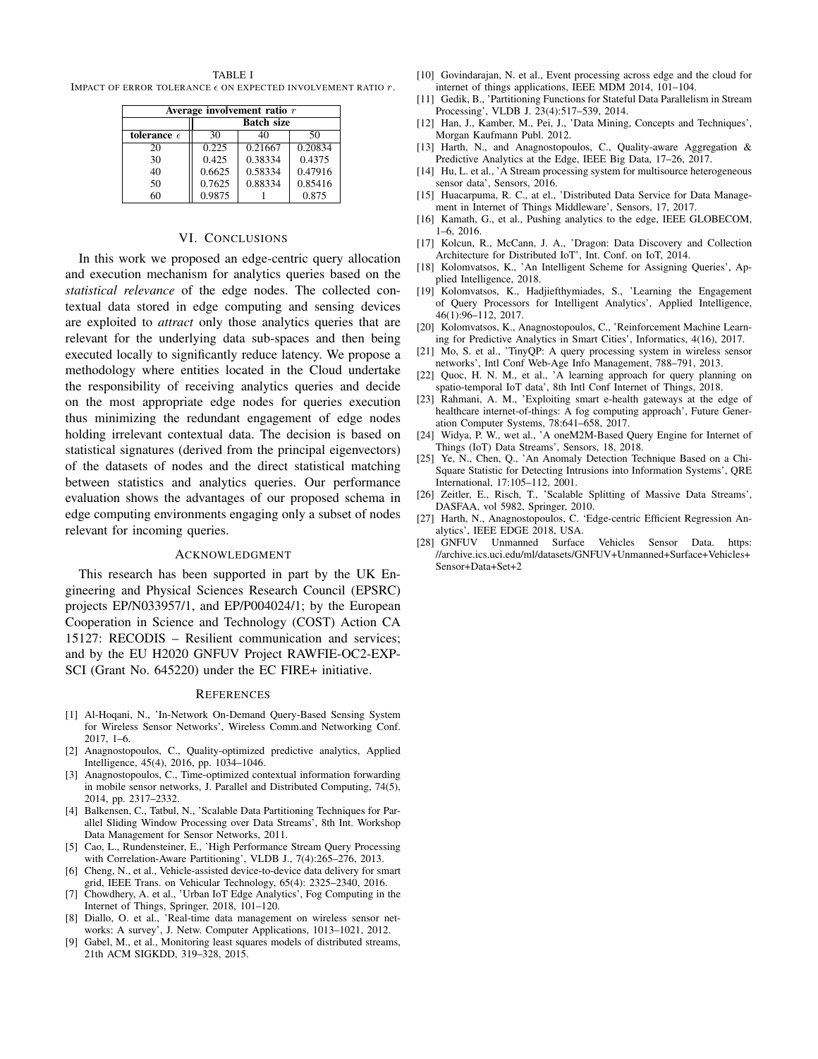TABLE I
IMPACT OF ERROR TOLERANCE $\epsilon$ ON EXPECTED INVOLVEMENT RATIO $r$.

| Average involvement ratio $r$ | | | |
|---|---|---|---|
| | Batch size | | |
| tolerance $\epsilon$ | 30 | 40 | 50 |
| 20 | 0.225 | 0.21667 | 0.20834 |
| 30 | 0.425 | 0.38334 | 0.4375 |
| 40 | 0.6625 | 0.58334 | 0.47916 |
| 50 | 0.7625 | 0.88334 | 0.85416 |
| 60 | 0.9875 | 1 | 0.875 |

## VI. CONCLUSIONS

In this work we proposed an edge-centric query allocation and execution mechanism for analytics queries based on the *statistical relevance* of the edge nodes. The collected contextual data stored in edge computing and sensing devices are exploited to *attract* only those analytics queries that are relevant for the underlying data sub-spaces and then being executed locally to significantly reduce latency. We propose a methodology where entities located in the Cloud undertake the responsibility of receiving analytics queries and decide on the most appropriate edge nodes for queries execution thus minimizing the redundant engagement of edge nodes holding irrelevant contextual data. The decision is based on statistical signatures (derived from the principal eigenvectors) of the datasets of nodes and the direct statistical matching between statistics and analytics queries. Our performance evaluation shows the advantages of our proposed schema in edge computing environments engaging only a subset of nodes relevant for incoming queries.

## ACKNOWLEDGMENT

This research has been supported in part by the UK Engineering and Physical Sciences Research Council (EPSRC) projects EP/N033957/1, and EP/P004024/1; by the European Cooperation in Science and Technology (COST) Action CA 15127: RECODIS – Resilient communication and services; and by the EU H2020 GNFUV Project RAWFIE-OC2-EXP-SCI (Grant No. 645220) under the EC FIRE+ initiative.

## REFERENCES

[1] Al-Hoqani, N., 'In-Network On-Demand Query-Based Sensing System for Wireless Sensor Networks', Wireless Comm.and Networking Conf. 2017, 1–6.

[2] Anagnostopoulos, C., Quality-optimized predictive analytics, Applied Intelligence, 45(4), 2016, pp. 1034–1046.

[3] Anagnostopoulos, C., Time-optimized contextual information forwarding in mobile sensor networks, J. Parallel and Distributed Computing, 74(5), 2014, pp. 2317–2332.

[4] Balkensen, C., Tatbul, N., 'Scalable Data Partitioning Techniques for Parallel Sliding Window Processing over Data Streams', 8th Int. Workshop Data Management for Sensor Networks, 2011.

[5] Cao, L., Rundensteiner, E., 'High Performance Stream Query Processing with Correlation-Aware Partitioning', VLDB J., 7(4):265–276, 2013.

[6] Cheng, N., et al., Vehicle-assisted device-to-device data delivery for smart grid, IEEE Trans. on Vehicular Technology, 65(4): 2325–2340, 2016.

[7] Chowdhery, A. et al., 'Urban IoT Edge Analytics', Fog Computing in the Internet of Things, Springer, 2018, 101–120.

[8] Diallo, O. et al., 'Real-time data management on wireless sensor networks: A survey', J. Netw. Computer Applications, 1013–1021, 2012.

[9] Gabel, M., et al., Monitoring least squares models of distributed streams, 21th ACM SIGKDD, 319–328, 2015.

[10] Govindarajan, N. et al., Event processing across edge and the cloud for internet of things applications, IEEE MDM 2014, 101–104.

[11] Gedik, B., 'Partitioning Functions for Stateful Data Parallelism in Stream Processing', VLDB J. 23(4):517–539, 2014.

[12] Han, J., Kamber, M., Pei, J., 'Data Mining, Concepts and Techniques', Morgan Kaufmann Publ. 2012.

[13] Harth, N., and Anagnostopoulos, C., Quality-aware Aggregation & Predictive Analytics at the Edge, IEEE Big Data, 17–26, 2017.

[14] Hu, L. et al., 'A Stream processing system for multisource heterogeneous sensor data', Sensors, 2016.

[15] Huacarpuma, R. C., at el., 'Distributed Data Service for Data Management in Internet of Things Middleware', Sensors, 17, 2017.

[16] Kamath, G., et al., Pushing analytics to the edge, IEEE GLOBECOM, 1–6, 2016.

[17] Kolcun, R., McCann, J. A., 'Dragon: Data Discovery and Collection Architecture for Distributed IoT', Int. Conf. on IoT, 2014.

[18] Kolomvatsos, K., 'An Intelligent Scheme for Assigning Queries', Applied Intelligence, 2018.

[19] Kolomvatsos, K., Hadjiefthymiades, S., 'Learning the Engagement of Query Processors for Intelligent Analytics', Applied Intelligence, 46(1):96–112, 2017.

[20] Kolomvatsos, K., Anagnostopoulos, C., 'Reinforcement Machine Learning for Predictive Analytics in Smart Cities', Informatics, 4(16), 2017.

[21] Mo, S. et al., 'TinyQP: A query processing system in wireless sensor networks', Intl Conf Web-Age Info Management, 788–791, 2013.

[22] Quoc, H. N. M., et al., 'A learning approach for query planning on spatio-temporal IoT data', 8th Intl Conf Internet of Things, 2018.

[23] Rahmani, A. M., 'Exploiting smart e-health gateways at the edge of healthcare internet-of-things: A fog computing approach', Future Generation Computer Systems, 78:641–658, 2017.

[24] Widya, P. W., wet al., 'A oneM2M-Based Query Engine for Internet of Things (IoT) Data Streams', Sensors, 18, 2018.

[25] Ye, N., Chen, Q., 'An Anomaly Detection Technique Based on a Chi-Square Statistic for Detecting Intrusions into Information Systems', QRE International, 17:105–112, 2001.

[26] Zeitler, E., Risch, T., 'Scalable Splitting of Massive Data Streams', DASFAA, vol 5982, Springer, 2010.

[27] Harth, N., Anagnostopoulos, C. 'Edge-centric Efficient Regression Analytics', IEEE EDGE 2018, USA.

[28] GNFUV Unmanned Surface Vehicles Sensor Data. https://archive.ics.uci.edu/ml/datasets/GNFUV+Unmanned+Surface+Vehicles+Sensor+Data+Set+2